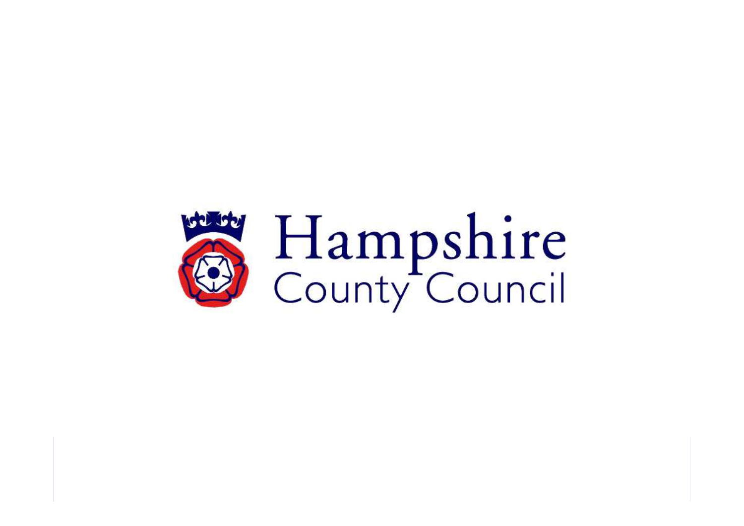Hampshire County Council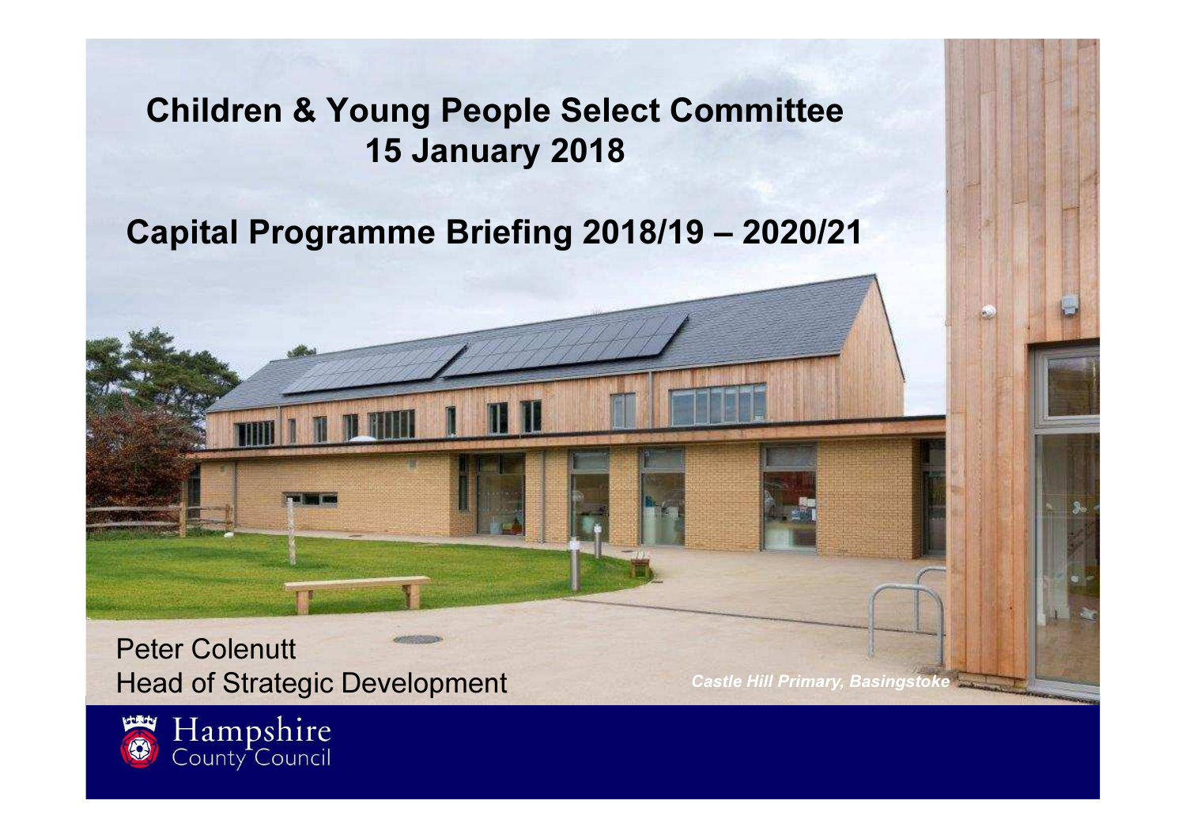# Children & Young People Select Committee
## 15 January 2018

## Capital Programme Briefing 2018/19 – 2020/21

Peter Colenutt
Head of Strategic Development

*Castle Hill Primary, Basingstoke*

Hampshire County Council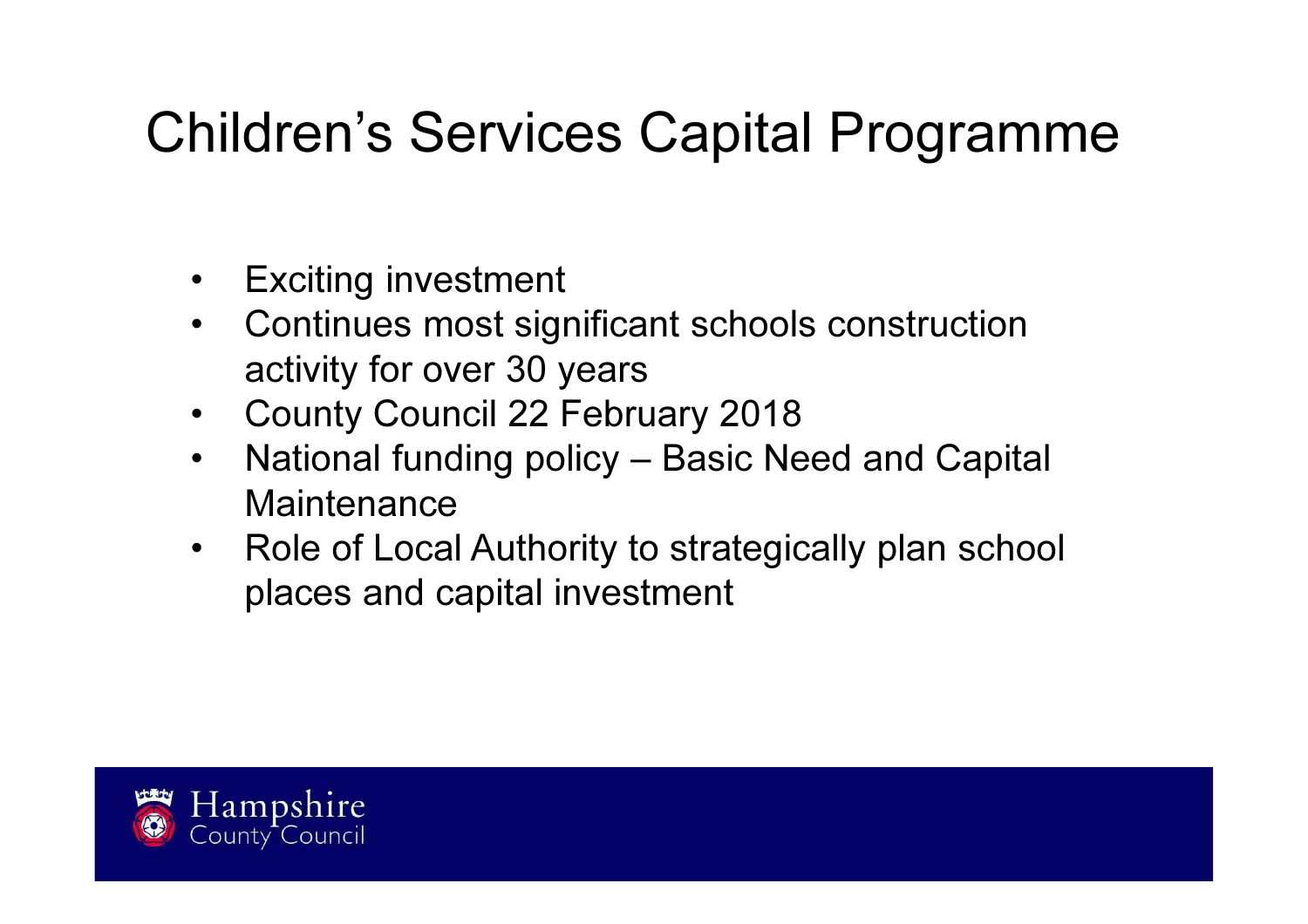# Children's Services Capital Programme

- Exciting investment
- Continues most significant schools construction activity for over 30 years
- County Council 22 February 2018
- National funding policy – Basic Need and Capital Maintenance
- Role of Local Authority to strategically plan school places and capital investment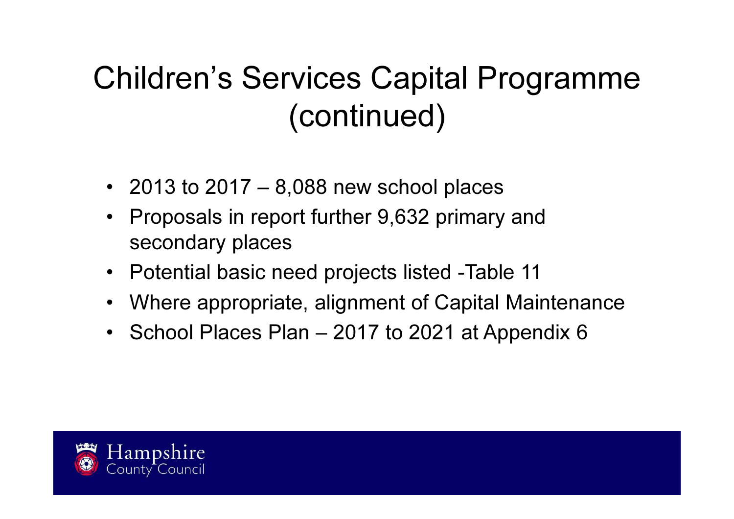# Children's Services Capital Programme (continued)

- 2013 to 2017 – 8,088 new school places
- Proposals in report further 9,632 primary and secondary places
- Potential basic need projects listed -Table 11
- Where appropriate, alignment of Capital Maintenance
- School Places Plan – 2017 to 2021 at Appendix 6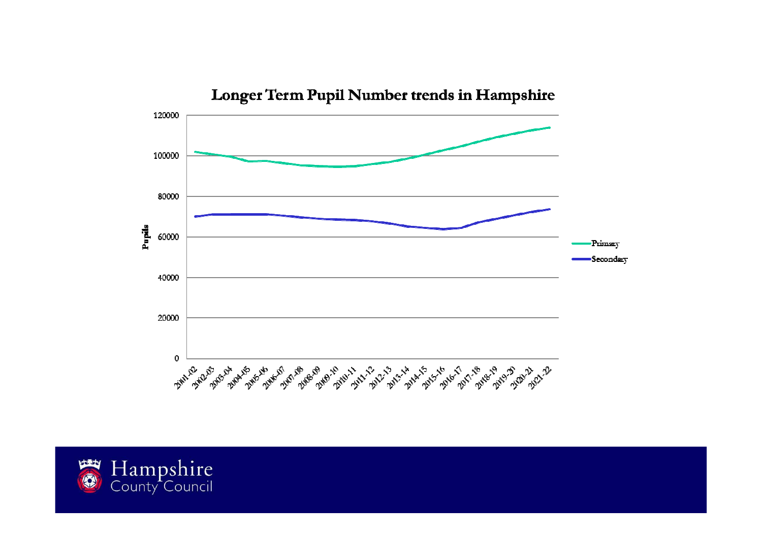# Longer Term Pupil Number trends in Hampshire

Pupils

120000
100000
80000
60000
40000
20000
0

2001-02, 2002-03, 2003-04, 2004-05, 2005-06, 2006-07, 2007-08, 2008-09, 2009-10, 2010-11, 2011-12, 2012-13, 2013-14, 2014-15, 2015-16, 2016-17, 2017-18, 2018-19, 2019-20, 2020-21, 2021-22

Primary

Secondary

Hampshire County Council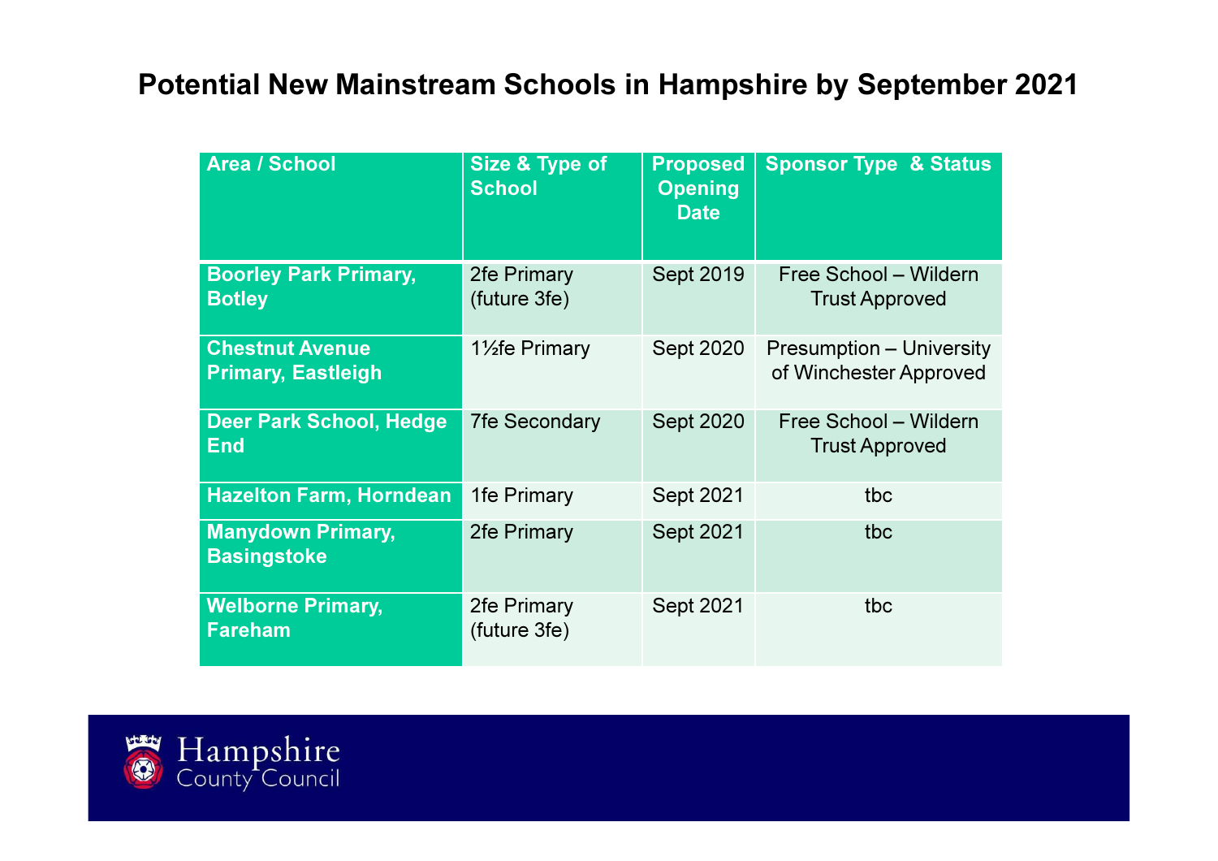# Potential New Mainstream Schools in Hampshire by September 2021

| Area / School | Size & Type of School | Proposed Opening Date | Sponsor Type & Status |
|---|---|---|---|
| **Boorley Park Primary, Botley** | 2fe Primary (future 3fe) | Sept 2019 | Free School – Wildern Trust Approved |
| **Chestnut Avenue Primary, Eastleigh** | 1½fe Primary | Sept 2020 | Presumption – University of Winchester Approved |
| **Deer Park School, Hedge End** | 7fe Secondary | Sept 2020 | Free School – Wildern Trust Approved |
| **Hazelton Farm, Horndean** | 1fe Primary | Sept 2021 | tbc |
| **Manydown Primary, Basingstoke** | 2fe Primary | Sept 2021 | tbc |
| **Welborne Primary, Fareham** | 2fe Primary (future 3fe) | Sept 2021 | tbc |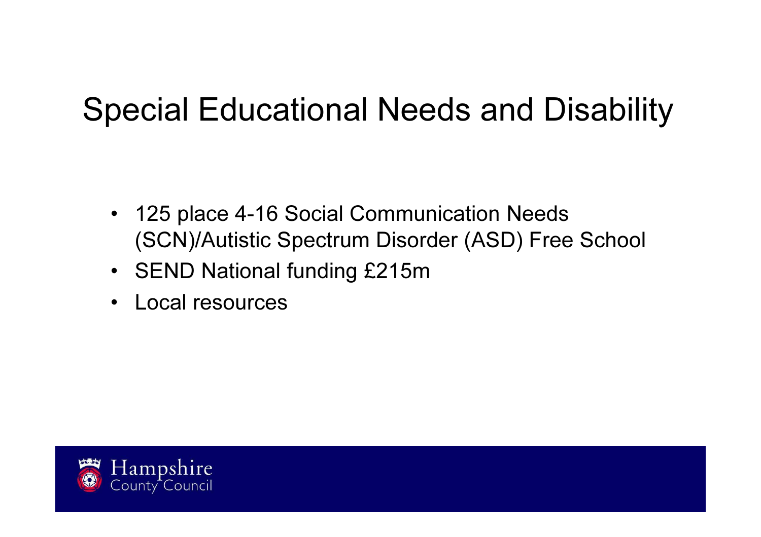# Special Educational Needs and Disability

- 125 place 4-16 Social Communication Needs (SCN)/Autistic Spectrum Disorder (ASD) Free School
- SEND National funding £215m
- Local resources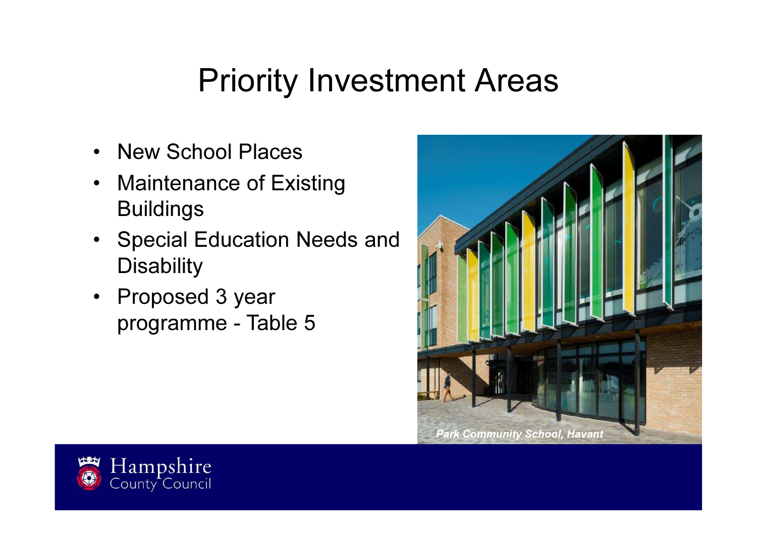# Priority Investment Areas

- New School Places
- Maintenance of Existing Buildings
- Special Education Needs and Disability
- Proposed 3 year programme - Table 5

*Park Community School, Havant*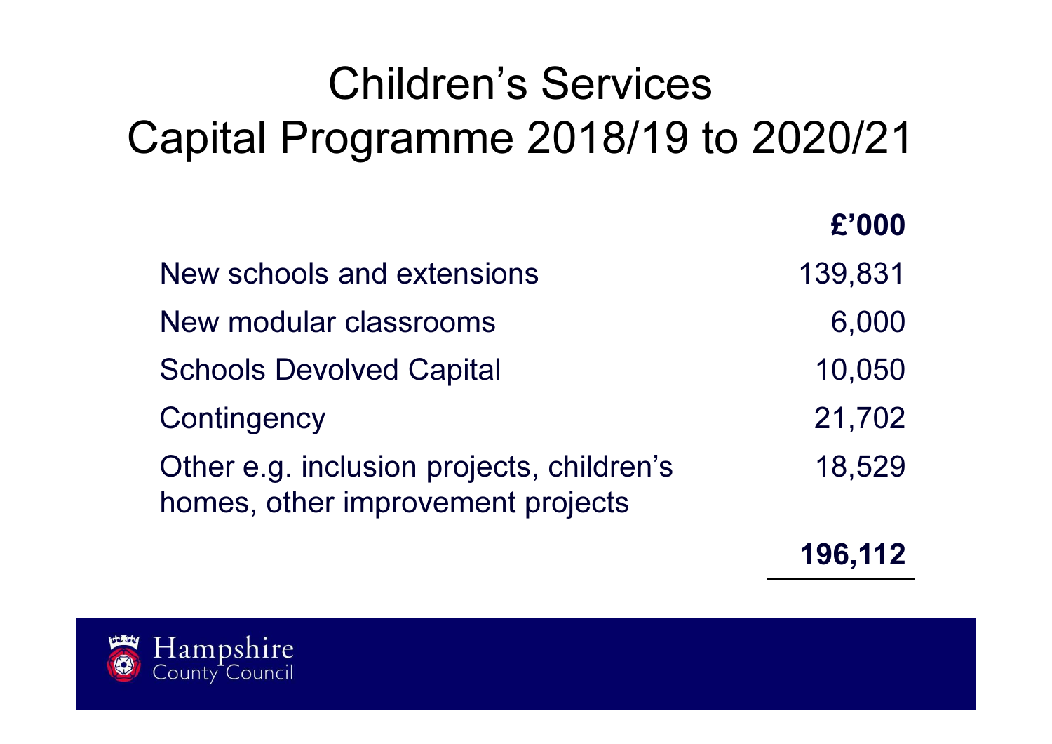# Children's Services
# Capital Programme 2018/19 to 2020/21

| | **£'000** |
|---|---:|
| New schools and extensions | 139,831 |
| New modular classrooms | 6,000 |
| Schools Devolved Capital | 10,050 |
| Contingency | 21,702 |
| Other e.g. inclusion projects, children's homes, other improvement projects | 18,529 |
| | **196,112** |

Hampshire County Council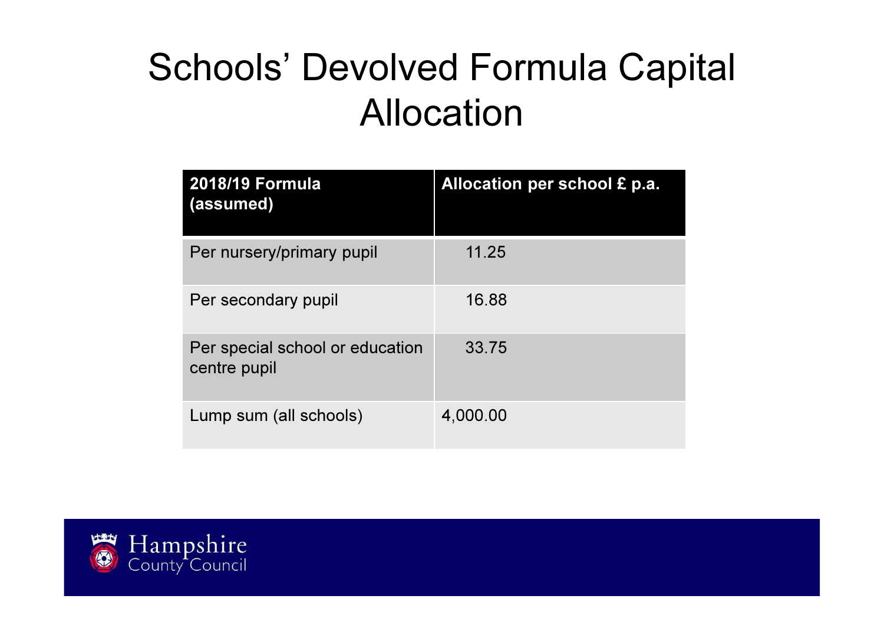# Schools' Devolved Formula Capital Allocation

| 2018/19 Formula (assumed) | Allocation per school £ p.a. |
| --- | --- |
| Per nursery/primary pupil | 11.25 |
| Per secondary pupil | 16.88 |
| Per special school or education centre pupil | 33.75 |
| Lump sum (all schools) | 4,000.00 |

Hampshire County Council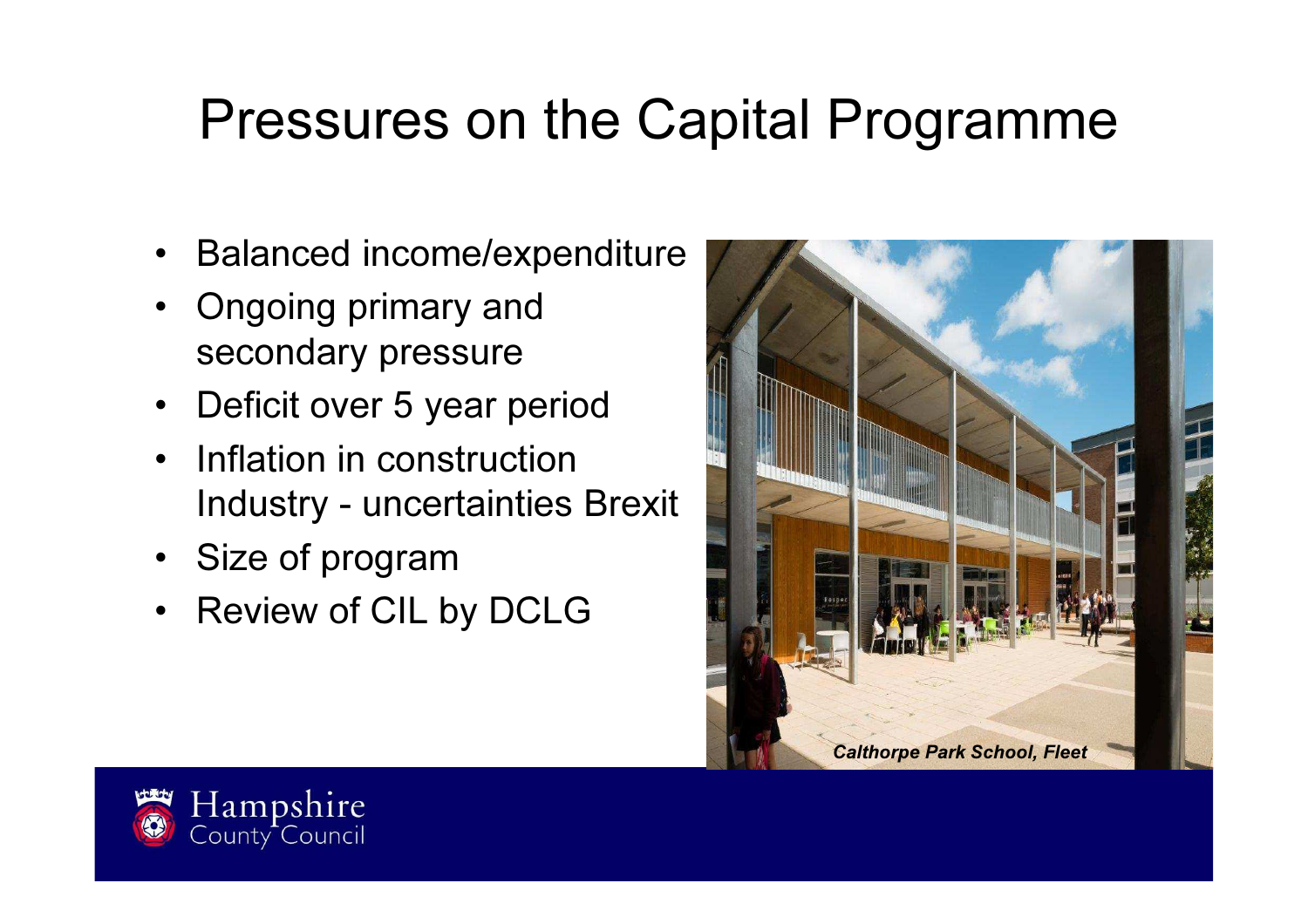# Pressures on the Capital Programme

- Balanced income/expenditure
- Ongoing primary and secondary pressure
- Deficit over 5 year period
- Inflation in construction Industry - uncertainties Brexit
- Size of program
- Review of CIL by DCLG

*Calthorpe Park School, Fleet*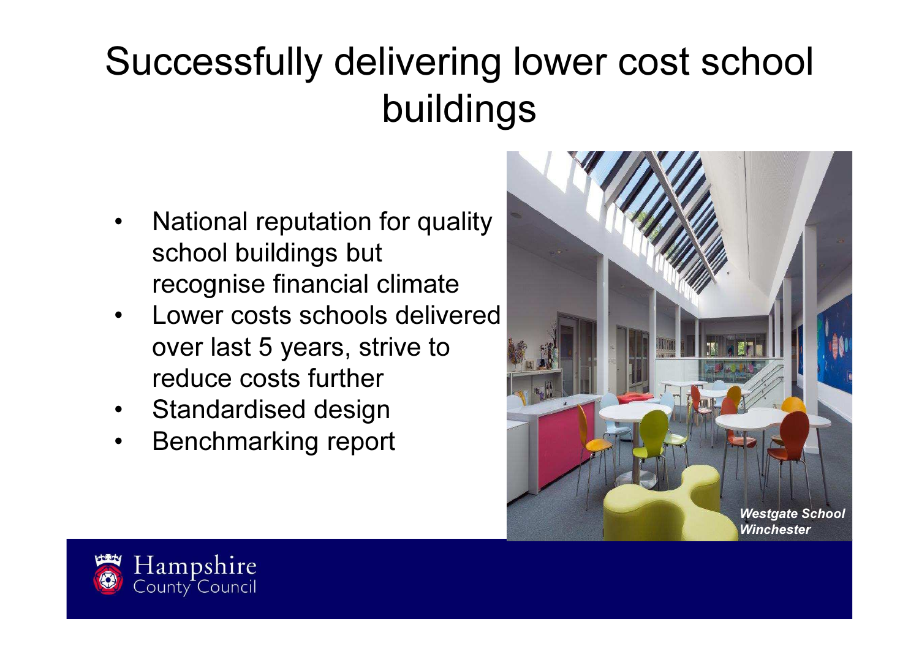# Successfully delivering lower cost school buildings

- National reputation for quality school buildings but recognise financial climate
- Lower costs schools delivered over last 5 years, strive to reduce costs further
- Standardised design
- Benchmarking report

*Westgate School Winchester*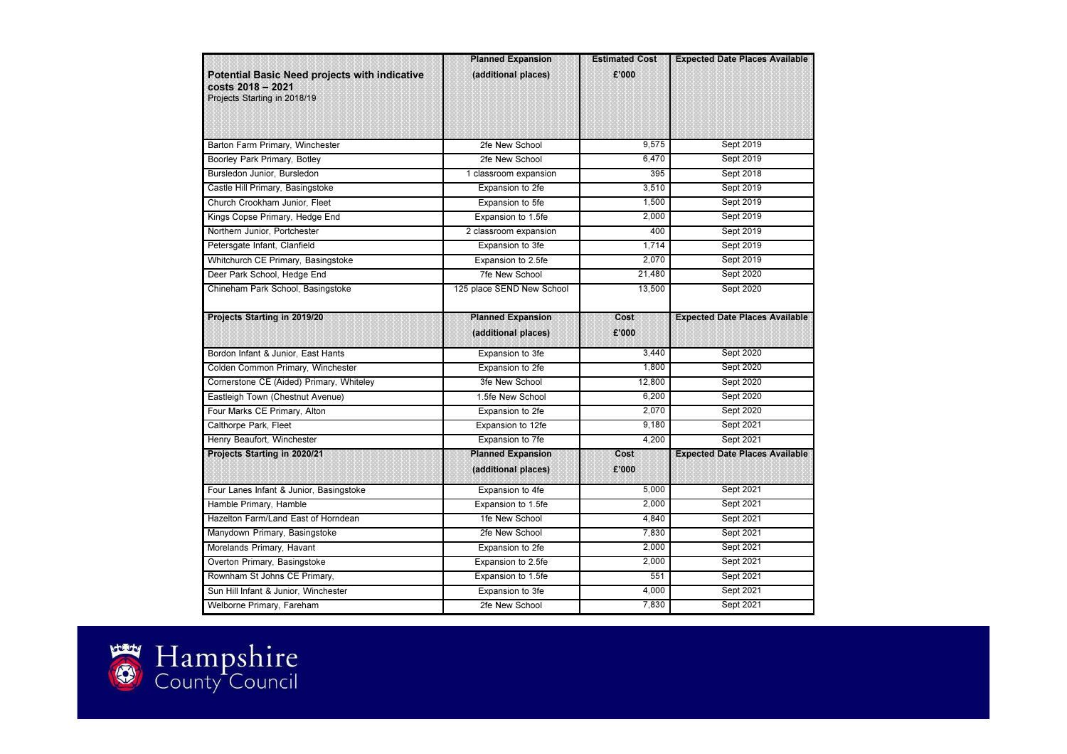| Potential Basic Need projects with indicative costs 2018 – 2021<br>Projects Starting in 2018/19 | Planned Expansion (additional places) | Estimated Cost £'000 | Expected Date Places Available |
|---|---|---|---|
| Barton Farm Primary, Winchester | 2fe New School | 9,575 | Sept 2019 |
| Boorley Park Primary, Botley | 2fe New School | 6,470 | Sept 2019 |
| Bursledon Junior, Bursledon | 1 classroom expansion | 395 | Sept 2018 |
| Castle Hill Primary, Basingstoke | Expansion to 2fe | 3,510 | Sept 2019 |
| Church Crookham Junior, Fleet | Expansion to 5fe | 1,500 | Sept 2019 |
| Kings Copse Primary, Hedge End | Expansion to 1.5fe | 2,000 | Sept 2019 |
| Northern Junior, Portchester | 2 classroom expansion | 400 | Sept 2019 |
| Petersgate Infant, Clanfield | Expansion to 3fe | 1,714 | Sept 2019 |
| Whitchurch CE Primary, Basingstoke | Expansion to 2.5fe | 2,070 | Sept 2019 |
| Deer Park School, Hedge End | 7fe New School | 21,480 | Sept 2020 |
| Chineham Park School, Basingstoke | 125 place SEND New School | 13,500 | Sept 2020 |
| **Projects Starting in 2019/20** | **Planned Expansion (additional places)** | **Cost £'000** | **Expected Date Places Available** |
| Bordon Infant & Junior, East Hants | Expansion to 3fe | 3,440 | Sept 2020 |
| Colden Common Primary, Winchester | Expansion to 2fe | 1,800 | Sept 2020 |
| Cornerstone CE (Aided) Primary, Whiteley | 3fe New School | 12,800 | Sept 2020 |
| Eastleigh Town (Chestnut Avenue) | 1.5fe New School | 6,200 | Sept 2020 |
| Four Marks CE Primary, Alton | Expansion to 2fe | 2,070 | Sept 2020 |
| Calthorpe Park, Fleet | Expansion to 12fe | 9,180 | Sept 2021 |
| Henry Beaufort, Winchester | Expansion to 7fe | 4,200 | Sept 2021 |
| **Projects Starting in 2020/21** | **Planned Expansion (additional places)** | **Cost £'000** | **Expected Date Places Available** |
| Four Lanes Infant & Junior, Basingstoke | Expansion to 4fe | 5,000 | Sept 2021 |
| Hamble Primary, Hamble | Expansion to 1.5fe | 2,000 | Sept 2021 |
| Hazelton Farm/Land East of Horndean | 1fe New School | 4,840 | Sept 2021 |
| Manydown Primary, Basingstoke | 2fe New School | 7,830 | Sept 2021 |
| Morelands Primary, Havant | Expansion to 2fe | 2,000 | Sept 2021 |
| Overton Primary, Basingstoke | Expansion to 2.5fe | 2,000 | Sept 2021 |
| Rownham St Johns CE Primary, | Expansion to 1.5fe | 551 | Sept 2021 |
| Sun Hill Infant & Junior, Winchester | Expansion to 3fe | 4,000 | Sept 2021 |
| Welborne Primary, Fareham | 2fe New School | 7,830 | Sept 2021 |

Hampshire County Council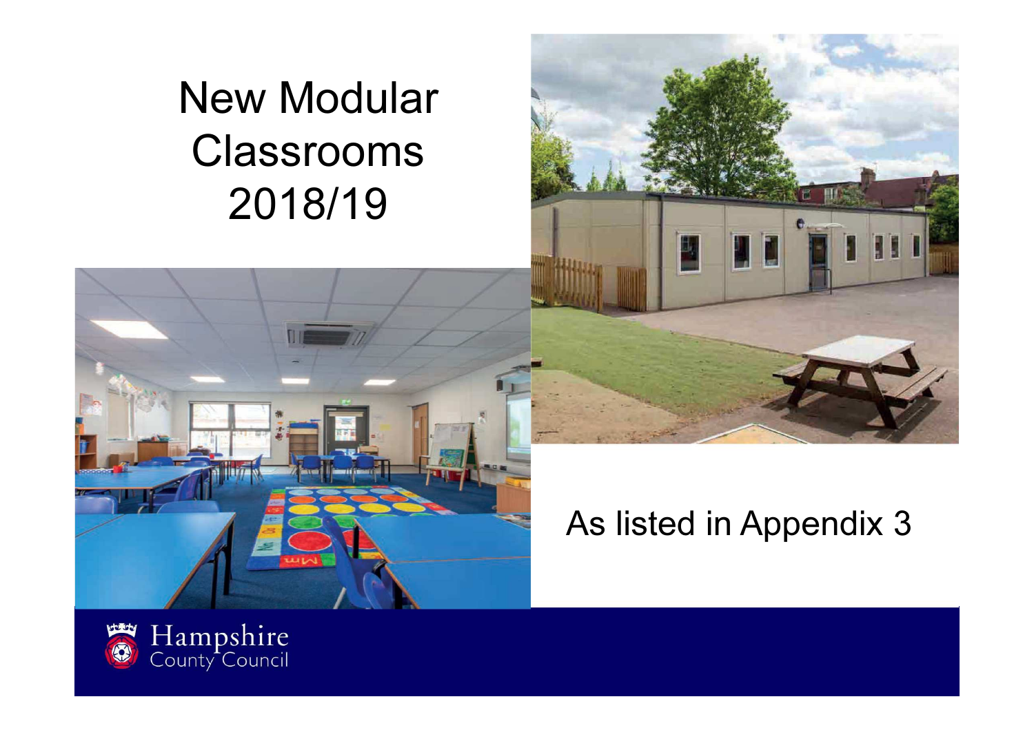# New Modular Classrooms 2018/19

As listed in Appendix 3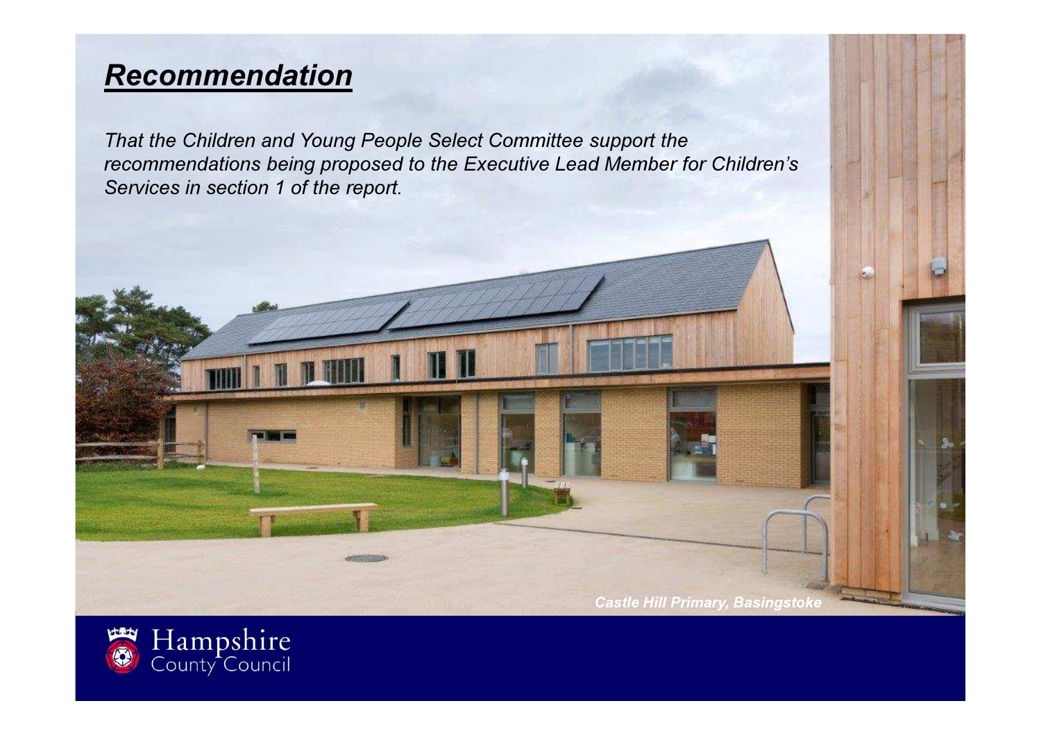## ***Recommendation***

*That the Children and Young People Select Committee support the recommendations being proposed to the Executive Lead Member for Children's Services in section 1 of the report.*

***Castle Hill Primary, Basingstoke***